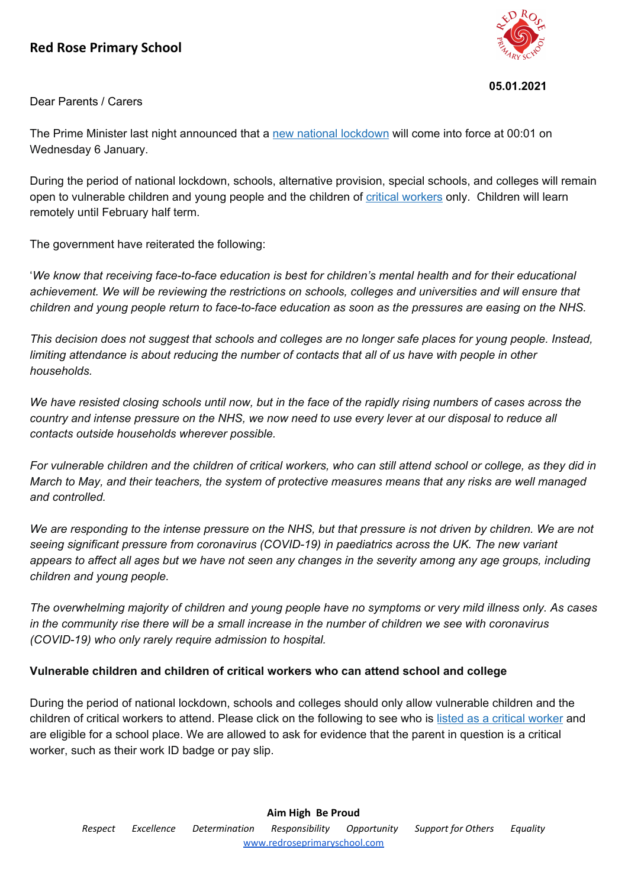# Red Rose Primary School

**05.01.2021**

Dear Parents / Carers

The Prime Minister last night announced that a new national lockdown will come into force at 00:01 on Wednesday 6 January.

During the period of national lockdown, schools, alternative provision, special schools, and colleges will remain open to vulnerable children and young people and the children of critical workers only. Children will learn remotely until February half term.

The government have reiterated the following:

'*We know that receiving face-to-face education is best for children's mental health and for their educational achievement. We will be reviewing the restrictions on schools, colleges and universities and will ensure that children and young people return to face-to-face education as soon as the pressures are easing on the NHS.*

*This decision does not suggest that schools and colleges are no longer safe places for young people. Instead, limiting attendance is about reducing the number of contacts that all of us have with people in other households.*

*We have resisted closing schools until now, but in the face of the rapidly rising numbers of cases across the country and intense pressure on the NHS, we now need to use every lever at our disposal to reduce all contacts outside households wherever possible.*

*For vulnerable children and the children of critical workers, who can still attend school or college, as they did in March to May, and their teachers, the system of protective measures means that any risks are well managed and controlled.*

*We are responding to the intense pressure on the NHS, but that pressure is not driven by children. We are not seeing significant pressure from coronavirus (COVID-19) in paediatrics across the UK. The new variant appears to affect all ages but we have not seen any changes in the severity among any age groups, including children and young people.*

*The overwhelming majority of children and young people have no symptoms or very mild illness only. As cases in the community rise there will be a small increase in the number of children we see with coronavirus (COVID-19) who only rarely require admission to hospital.*

**Vulnerable children and children of critical workers who can attend school and college**

During the period of national lockdown, schools and colleges should only allow vulnerable children and the children of critical workers to attend. Please click on the following to see who is listed as a critical worker and are eligible for a school place. We are allowed to ask for evidence that the parent in question is a critical worker, such as their work ID badge or pay slip.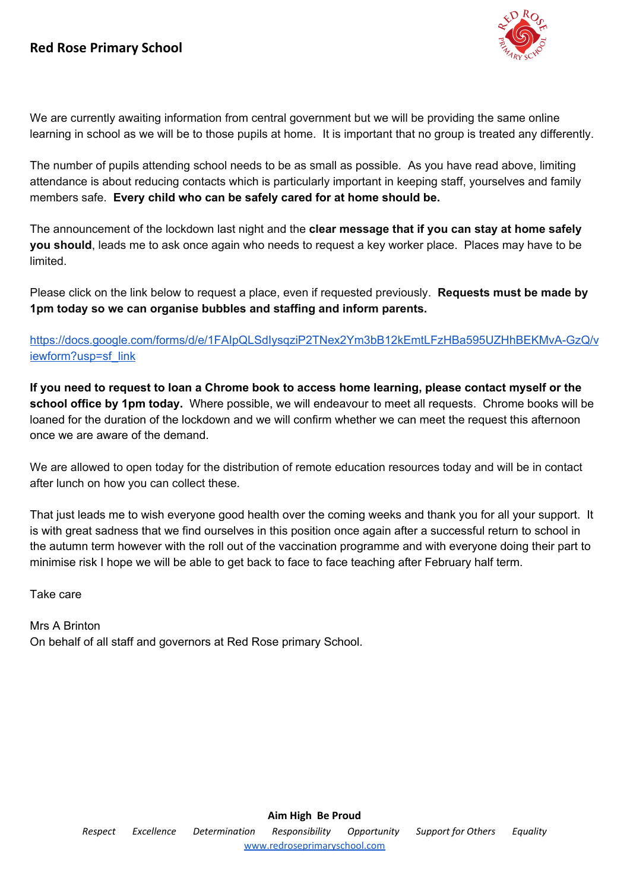We are currently awaiting information from central government but we will be providing the same online learning in school as we will be to those pupils at home. It is important that no group is treated any differently.

The number of pupils attending school needs to be as small as possible. As you have read above, limiting attendance is about reducing contacts which is particularly important in keeping staff, yourselves and family members safe. **Every child who can be safely cared for at home should be.**

The announcement of the lockdown last night and the **clear message that if you can stay at home safely you should**, leads me to ask once again who needs to request a key worker place. Places may have to be limited.

Please click on the link below to request a place, even if requested previously. **Requests must be made by 1pm today so we can organise bubbles and staffing and inform parents.**

https://docs.google.com/forms/d/e/1FAIpQLSdIysqziP2TNex2Ym3bB12kEmtLFzHBa595UZHhBEKMvA-GzQ/viewform?usp=sf_link

**If you need to request to loan a Chrome book to access home learning, please contact myself or the school office by 1pm today.** Where possible, we will endeavour to meet all requests. Chrome books will be loaned for the duration of the lockdown and we will confirm whether we can meet the request this afternoon once we are aware of the demand.

We are allowed to open today for the distribution of remote education resources today and will be in contact after lunch on how you can collect these.

That just leads me to wish everyone good health over the coming weeks and thank you for all your support. It is with great sadness that we find ourselves in this position once again after a successful return to school in the autumn term however with the roll out of the vaccination programme and with everyone doing their part to minimise risk I hope we will be able to get back to face to face teaching after February half term.

Take care

Mrs A Brinton
On behalf of all staff and governors at Red Rose primary School.